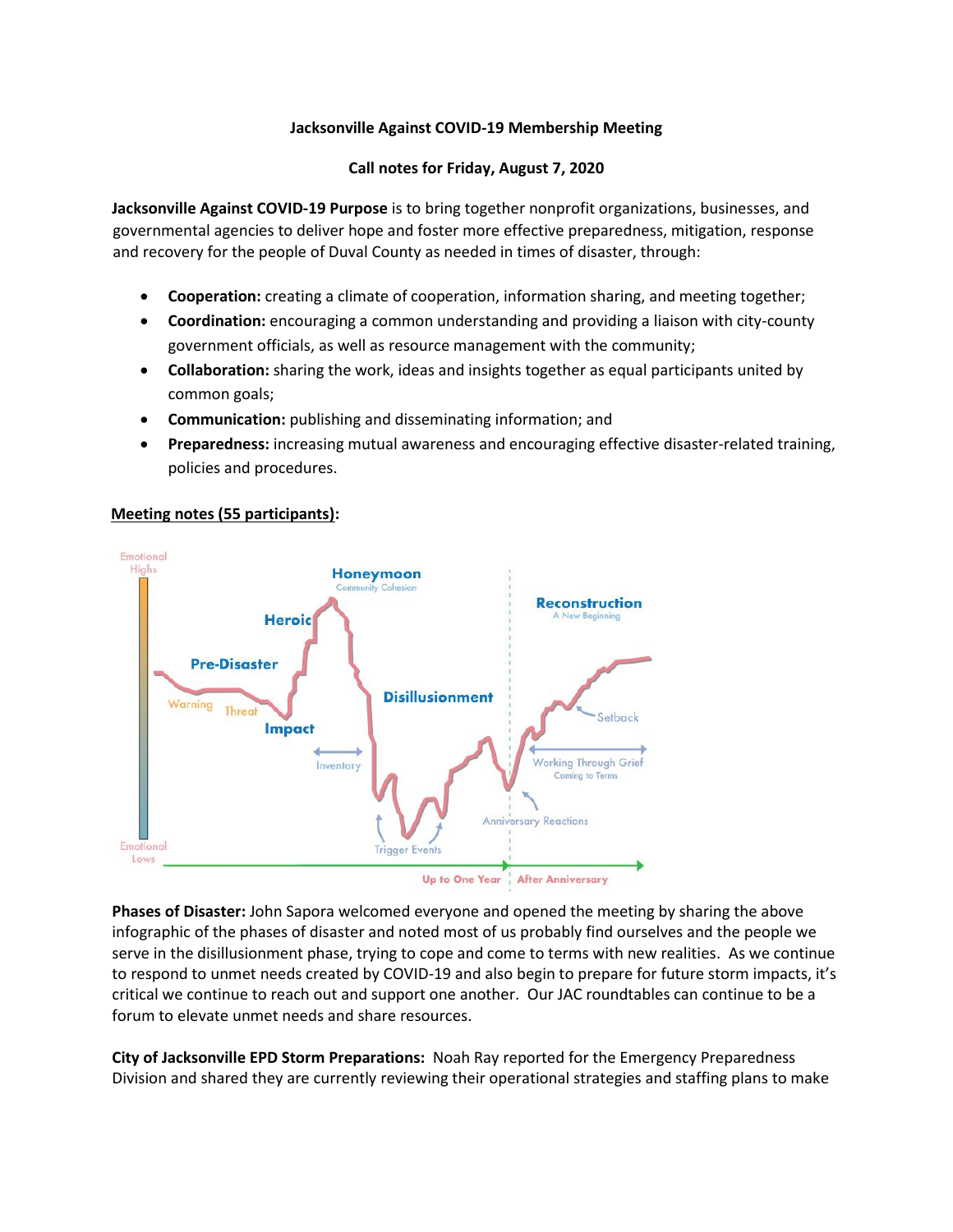**Jacksonville Against COVID-19 Membership Meeting**

**Call notes for Friday, August 7, 2020**

**Jacksonville Against COVID-19 Purpose** is to bring together nonprofit organizations, businesses, and governmental agencies to deliver hope and foster more effective preparedness, mitigation, response and recovery for the people of Duval County as needed in times of disaster, through:

- **Cooperation:** creating a climate of cooperation, information sharing, and meeting together;
- **Coordination:** encouraging a common understanding and providing a liaison with city-county government officials, as well as resource management with the community;
- **Collaboration:** sharing the work, ideas and insights together as equal participants united by common goals;
- **Communication:** publishing and disseminating information; and
- **Preparedness:** increasing mutual awareness and encouraging effective disaster-related training, policies and procedures.

**Meeting notes (55 participants):**

**Phases of Disaster:** John Sapora welcomed everyone and opened the meeting by sharing the above infographic of the phases of disaster and noted most of us probably find ourselves and the people we serve in the disillusionment phase, trying to cope and come to terms with new realities. As we continue to respond to unmet needs created by COVID-19 and also begin to prepare for future storm impacts, it's critical we continue to reach out and support one another. Our JAC roundtables can continue to be a forum to elevate unmet needs and share resources.

**City of Jacksonville EPD Storm Preparations:** Noah Ray reported for the Emergency Preparedness Division and shared they are currently reviewing their operational strategies and staffing plans to make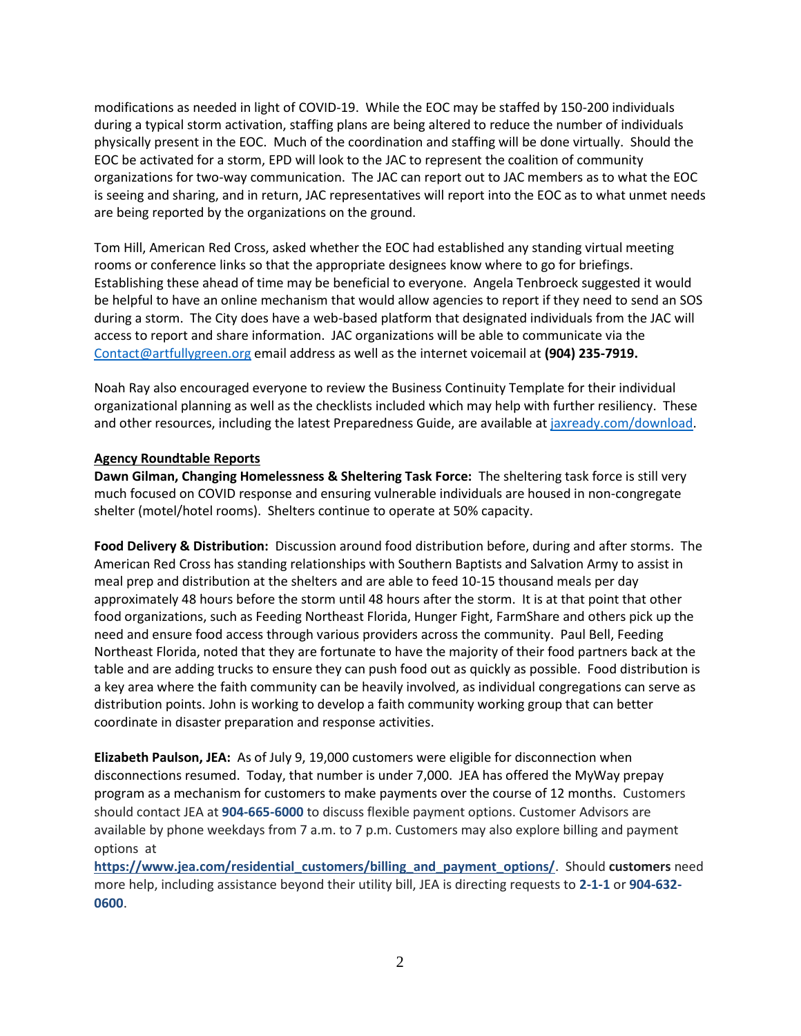modifications as needed in light of COVID-19. While the EOC may be staffed by 150-200 individuals during a typical storm activation, staffing plans are being altered to reduce the number of individuals physically present in the EOC. Much of the coordination and staffing will be done virtually. Should the EOC be activated for a storm, EPD will look to the JAC to represent the coalition of community organizations for two-way communication. The JAC can report out to JAC members as to what the EOC is seeing and sharing, and in return, JAC representatives will report into the EOC as to what unmet needs are being reported by the organizations on the ground.

Tom Hill, American Red Cross, asked whether the EOC had established any standing virtual meeting rooms or conference links so that the appropriate designees know where to go for briefings. Establishing these ahead of time may be beneficial to everyone. Angela Tenbroeck suggested it would be helpful to have an online mechanism that would allow agencies to report if they need to send an SOS during a storm. The City does have a web-based platform that designated individuals from the JAC will access to report and share information. JAC organizations will be able to communicate via the Contact@artfullygreen.org email address as well as the internet voicemail at **(904) 235-7919.**

Noah Ray also encouraged everyone to review the Business Continuity Template for their individual organizational planning as well as the checklists included which may help with further resiliency. These and other resources, including the latest Preparedness Guide, are available at jaxready.com/download.

**Agency Roundtable Reports**

**Dawn Gilman, Changing Homelessness & Sheltering Task Force:** The sheltering task force is still very much focused on COVID response and ensuring vulnerable individuals are housed in non-congregate shelter (motel/hotel rooms). Shelters continue to operate at 50% capacity.

**Food Delivery & Distribution:** Discussion around food distribution before, during and after storms. The American Red Cross has standing relationships with Southern Baptists and Salvation Army to assist in meal prep and distribution at the shelters and are able to feed 10-15 thousand meals per day approximately 48 hours before the storm until 48 hours after the storm. It is at that point that other food organizations, such as Feeding Northeast Florida, Hunger Fight, FarmShare and others pick up the need and ensure food access through various providers across the community. Paul Bell, Feeding Northeast Florida, noted that they are fortunate to have the majority of their food partners back at the table and are adding trucks to ensure they can push food out as quickly as possible. Food distribution is a key area where the faith community can be heavily involved, as individual congregations can serve as distribution points. John is working to develop a faith community working group that can better coordinate in disaster preparation and response activities.

**Elizabeth Paulson, JEA:** As of July 9, 19,000 customers were eligible for disconnection when disconnections resumed. Today, that number is under 7,000. JEA has offered the MyWay prepay program as a mechanism for customers to make payments over the course of 12 months. Customers should contact JEA at **904-665-6000** to discuss flexible payment options. Customer Advisors are available by phone weekdays from 7 a.m. to 7 p.m. Customers may also explore billing and payment options at **https://www.jea.com/residential_customers/billing_and_payment_options/**. Should **customers** need more help, including assistance beyond their utility bill, JEA is directing requests to **2-1-1** or **904-632-0600**.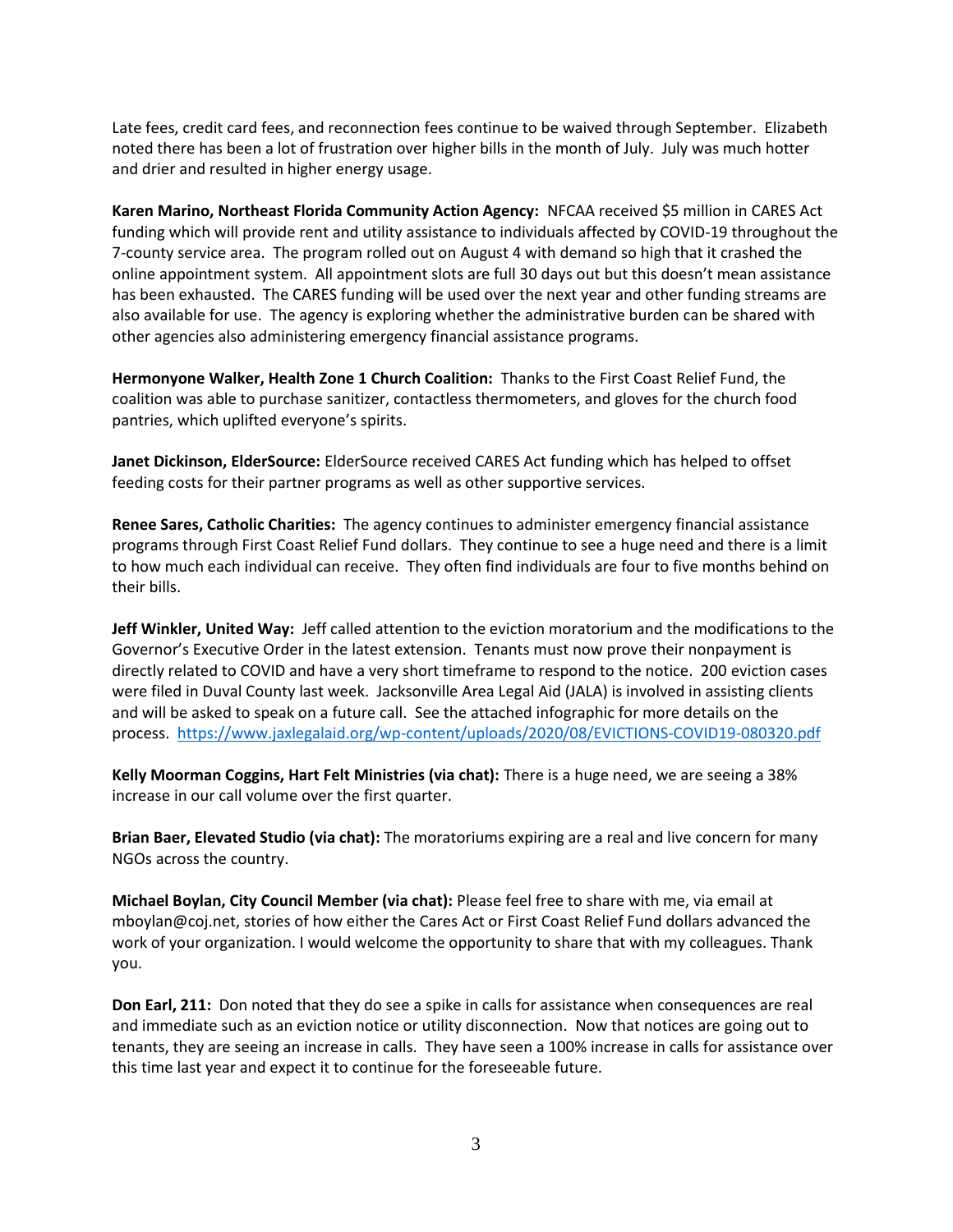Late fees, credit card fees, and reconnection fees continue to be waived through September. Elizabeth noted there has been a lot of frustration over higher bills in the month of July. July was much hotter and drier and resulted in higher energy usage.

**Karen Marino, Northeast Florida Community Action Agency:** NFCAA received $5 million in CARES Act funding which will provide rent and utility assistance to individuals affected by COVID-19 throughout the 7-county service area. The program rolled out on August 4 with demand so high that it crashed the online appointment system. All appointment slots are full 30 days out but this doesn't mean assistance has been exhausted. The CARES funding will be used over the next year and other funding streams are also available for use. The agency is exploring whether the administrative burden can be shared with other agencies also administering emergency financial assistance programs.

**Hermonyone Walker, Health Zone 1 Church Coalition:** Thanks to the First Coast Relief Fund, the coalition was able to purchase sanitizer, contactless thermometers, and gloves for the church food pantries, which uplifted everyone's spirits.

**Janet Dickinson, ElderSource:** ElderSource received CARES Act funding which has helped to offset feeding costs for their partner programs as well as other supportive services.

**Renee Sares, Catholic Charities:** The agency continues to administer emergency financial assistance programs through First Coast Relief Fund dollars. They continue to see a huge need and there is a limit to how much each individual can receive. They often find individuals are four to five months behind on their bills.

**Jeff Winkler, United Way:** Jeff called attention to the eviction moratorium and the modifications to the Governor's Executive Order in the latest extension. Tenants must now prove their nonpayment is directly related to COVID and have a very short timeframe to respond to the notice. 200 eviction cases were filed in Duval County last week. Jacksonville Area Legal Aid (JALA) is involved in assisting clients and will be asked to speak on a future call. See the attached infographic for more details on the process. https://www.jaxlegalaid.org/wp-content/uploads/2020/08/EVICTIONS-COVID19-080320.pdf

**Kelly Moorman Coggins, Hart Felt Ministries (via chat):** There is a huge need, we are seeing a 38% increase in our call volume over the first quarter.

**Brian Baer, Elevated Studio (via chat):** The moratoriums expiring are a real and live concern for many NGOs across the country.

**Michael Boylan, City Council Member (via chat):** Please feel free to share with me, via email at mboylan@coj.net, stories of how either the Cares Act or First Coast Relief Fund dollars advanced the work of your organization. I would welcome the opportunity to share that with my colleagues. Thank you.

**Don Earl, 211:** Don noted that they do see a spike in calls for assistance when consequences are real and immediate such as an eviction notice or utility disconnection. Now that notices are going out to tenants, they are seeing an increase in calls. They have seen a 100% increase in calls for assistance over this time last year and expect it to continue for the foreseeable future.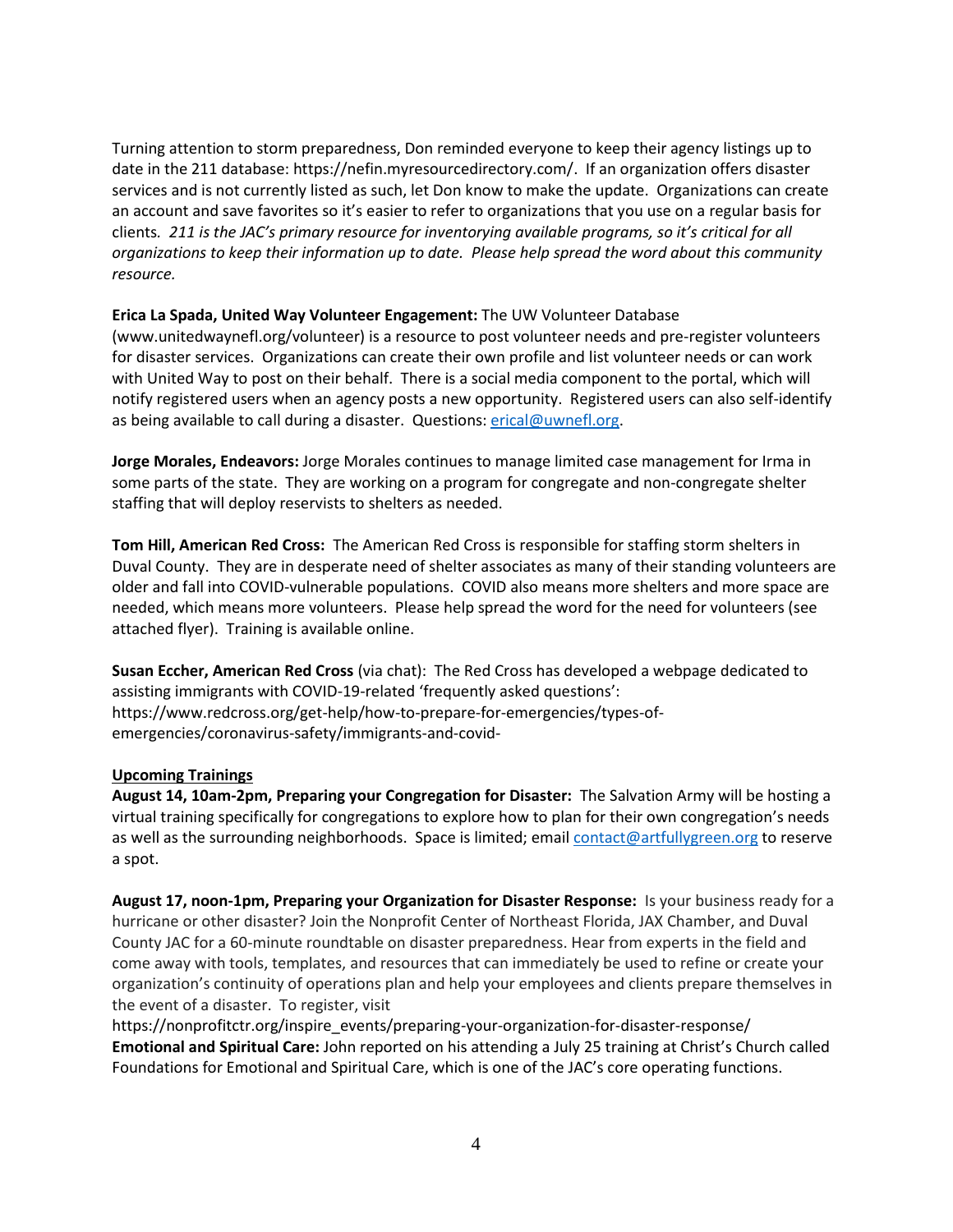Turning attention to storm preparedness, Don reminded everyone to keep their agency listings up to date in the 211 database: https://nefin.myresourcedirectory.com/. If an organization offers disaster services and is not currently listed as such, let Don know to make the update. Organizations can create an account and save favorites so it's easier to refer to organizations that you use on a regular basis for clients. *211 is the JAC's primary resource for inventorying available programs, so it's critical for all organizations to keep their information up to date. Please help spread the word about this community resource.*

**Erica La Spada, United Way Volunteer Engagement:** The UW Volunteer Database (www.unitedwaynefl.org/volunteer) is a resource to post volunteer needs and pre-register volunteers for disaster services. Organizations can create their own profile and list volunteer needs or can work with United Way to post on their behalf. There is a social media component to the portal, which will notify registered users when an agency posts a new opportunity. Registered users can also self-identify as being available to call during a disaster. Questions: erical@uwnefl.org.

**Jorge Morales, Endeavors:** Jorge Morales continues to manage limited case management for Irma in some parts of the state. They are working on a program for congregate and non-congregate shelter staffing that will deploy reservists to shelters as needed.

**Tom Hill, American Red Cross:** The American Red Cross is responsible for staffing storm shelters in Duval County. They are in desperate need of shelter associates as many of their standing volunteers are older and fall into COVID-vulnerable populations. COVID also means more shelters and more space are needed, which means more volunteers. Please help spread the word for the need for volunteers (see attached flyer). Training is available online.

**Susan Eccher, American Red Cross** (via chat): The Red Cross has developed a webpage dedicated to assisting immigrants with COVID-19-related 'frequently asked questions': https://www.redcross.org/get-help/how-to-prepare-for-emergencies/types-of-emergencies/coronavirus-safety/immigrants-and-covid-

**Upcoming Trainings**

**August 14, 10am-2pm, Preparing your Congregation for Disaster:** The Salvation Army will be hosting a virtual training specifically for congregations to explore how to plan for their own congregation's needs as well as the surrounding neighborhoods. Space is limited; email contact@artfullygreen.org to reserve a spot.

**August 17, noon-1pm, Preparing your Organization for Disaster Response:** Is your business ready for a hurricane or other disaster? Join the Nonprofit Center of Northeast Florida, JAX Chamber, and Duval County JAC for a 60-minute roundtable on disaster preparedness. Hear from experts in the field and come away with tools, templates, and resources that can immediately be used to refine or create your organization's continuity of operations plan and help your employees and clients prepare themselves in the event of a disaster. To register, visit https://nonprofitctr.org/inspire_events/preparing-your-organization-for-disaster-response/

**Emotional and Spiritual Care:** John reported on his attending a July 25 training at Christ's Church called Foundations for Emotional and Spiritual Care, which is one of the JAC's core operating functions.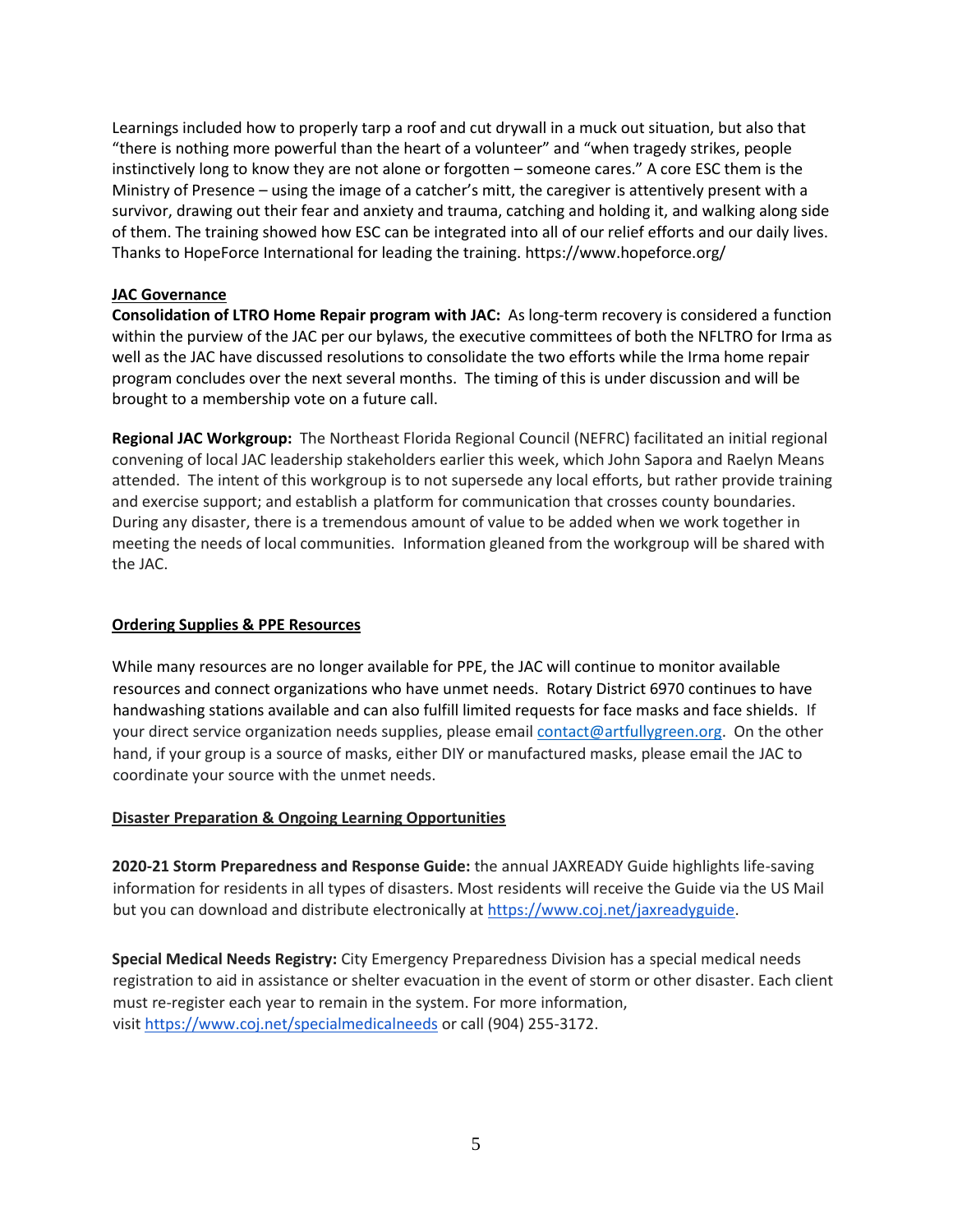Learnings included how to properly tarp a roof and cut drywall in a muck out situation, but also that "there is nothing more powerful than the heart of a volunteer" and "when tragedy strikes, people instinctively long to know they are not alone or forgotten – someone cares." A core ESC them is the Ministry of Presence – using the image of a catcher's mitt, the caregiver is attentively present with a survivor, drawing out their fear and anxiety and trauma, catching and holding it, and walking along side of them. The training showed how ESC can be integrated into all of our relief efforts and our daily lives. Thanks to HopeForce International for leading the training. https://www.hopeforce.org/

## JAC Governance

**Consolidation of LTRO Home Repair program with JAC:** As long-term recovery is considered a function within the purview of the JAC per our bylaws, the executive committees of both the NFLTRO for Irma as well as the JAC have discussed resolutions to consolidate the two efforts while the Irma home repair program concludes over the next several months. The timing of this is under discussion and will be brought to a membership vote on a future call.

**Regional JAC Workgroup:** The Northeast Florida Regional Council (NEFRC) facilitated an initial regional convening of local JAC leadership stakeholders earlier this week, which John Sapora and Raelyn Means attended. The intent of this workgroup is to not supersede any local efforts, but rather provide training and exercise support; and establish a platform for communication that crosses county boundaries. During any disaster, there is a tremendous amount of value to be added when we work together in meeting the needs of local communities. Information gleaned from the workgroup will be shared with the JAC.

## Ordering Supplies & PPE Resources

While many resources are no longer available for PPE, the JAC will continue to monitor available resources and connect organizations who have unmet needs. Rotary District 6970 continues to have handwashing stations available and can also fulfill limited requests for face masks and face shields. If your direct service organization needs supplies, please email contact@artfullygreen.org. On the other hand, if your group is a source of masks, either DIY or manufactured masks, please email the JAC to coordinate your source with the unmet needs.

## Disaster Preparation & Ongoing Learning Opportunities

**2020-21 Storm Preparedness and Response Guide:** the annual JAXREADY Guide highlights life-saving information for residents in all types of disasters. Most residents will receive the Guide via the US Mail but you can download and distribute electronically at https://www.coj.net/jaxreadyguide.

**Special Medical Needs Registry:** City Emergency Preparedness Division has a special medical needs registration to aid in assistance or shelter evacuation in the event of storm or other disaster. Each client must re-register each year to remain in the system. For more information, visit https://www.coj.net/specialmedicalneeds or call (904) 255-3172.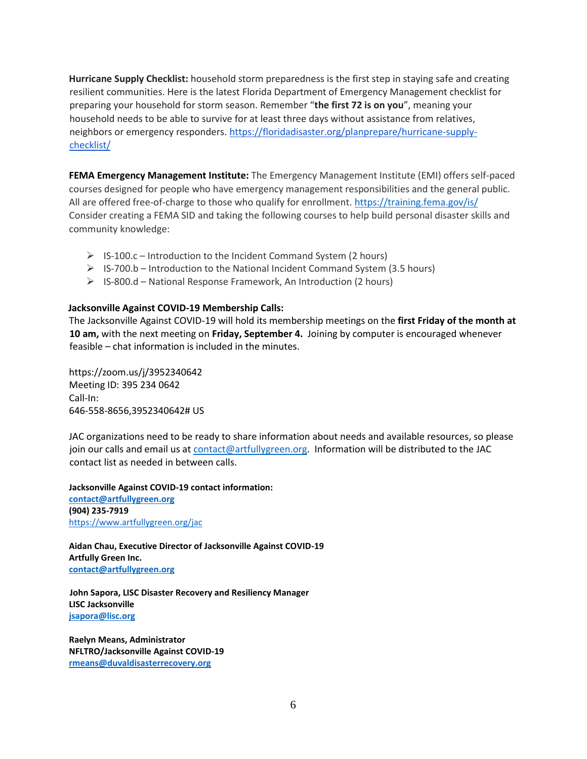**Hurricane Supply Checklist:** household storm preparedness is the first step in staying safe and creating resilient communities. Here is the latest Florida Department of Emergency Management checklist for preparing your household for storm season. Remember "**the first 72 is on you**", meaning your household needs to be able to survive for at least three days without assistance from relatives, neighbors or emergency responders. https://floridadisaster.org/planprepare/hurricane-supply-checklist/

**FEMA Emergency Management Institute:** The Emergency Management Institute (EMI) offers self-paced courses designed for people who have emergency management responsibilities and the general public. All are offered free-of-charge to those who qualify for enrollment. https://training.fema.gov/is/ Consider creating a FEMA SID and taking the following courses to help build personal disaster skills and community knowledge:

- IS-100.c – Introduction to the Incident Command System (2 hours)
- IS-700.b – Introduction to the National Incident Command System (3.5 hours)
- IS-800.d – National Response Framework, An Introduction (2 hours)

**Jacksonville Against COVID-19 Membership Calls:**

The Jacksonville Against COVID-19 will hold its membership meetings on the **first Friday of the month at 10 am,** with the next meeting on **Friday, September 4.** Joining by computer is encouraged whenever feasible – chat information is included in the minutes.

https://zoom.us/j/3952340642
Meeting ID: 395 234 0642
Call-In:
646-558-8656,3952340642# US

JAC organizations need to be ready to share information about needs and available resources, so please join our calls and email us at contact@artfullygreen.org. Information will be distributed to the JAC contact list as needed in between calls.

**Jacksonville Against COVID-19 contact information:**
**contact@artfullygreen.org**
**(904) 235-7919**
https://www.artfullygreen.org/jac

**Aidan Chau, Executive Director of Jacksonville Against COVID-19**
**Artfully Green Inc.**
**contact@artfullygreen.org**

**John Sapora, LISC Disaster Recovery and Resiliency Manager**
**LISC Jacksonville**
**jsapora@lisc.org**

**Raelyn Means, Administrator**
**NFLTRO/Jacksonville Against COVID-19**
**rmeans@duvaldisasterrecovery.org**